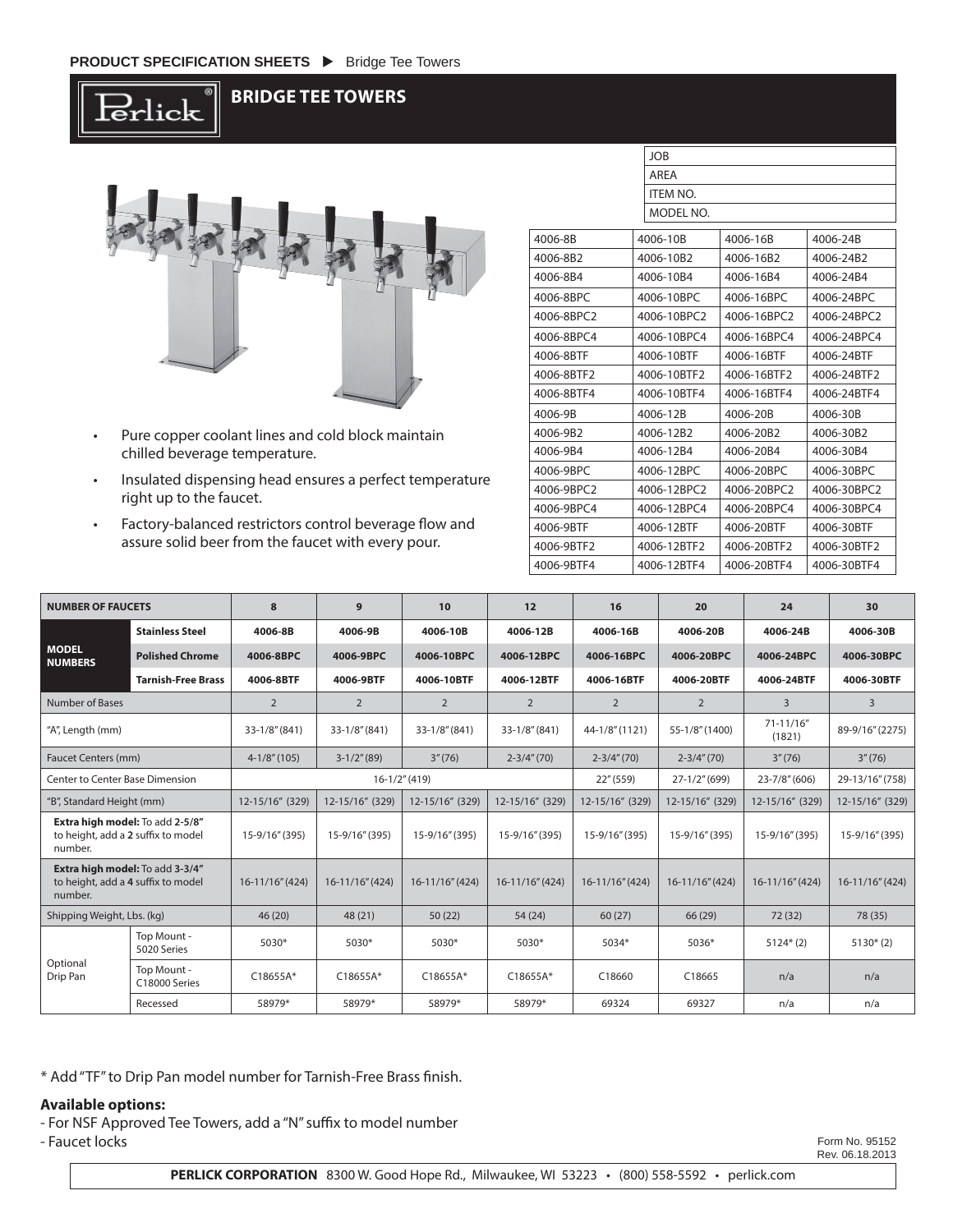**PRODUCT SPECIFICATION SHEETS ▶ Bridge Tee Towers**

# BRIDGE TEE TOWERS

| JOB |
|---|
| AREA |
| ITEM NO. |
| MODEL NO. |

| | | | |
|---|---|---|---|
| 4006-8B | 4006-10B | 4006-16B | 4006-24B |
| 4006-8B2 | 4006-10B2 | 4006-16B2 | 4006-24B2 |
| 4006-8B4 | 4006-10B4 | 4006-16B4 | 4006-24B4 |
| 4006-8BPC | 4006-10BPC | 4006-16BPC | 4006-24BPC |
| 4006-8BPC2 | 4006-10BPC2 | 4006-16BPC2 | 4006-24BPC2 |
| 4006-8BPC4 | 4006-10BPC4 | 4006-16BPC4 | 4006-24BPC4 |
| 4006-8BTF | 4006-10BTF | 4006-16BTF | 4006-24BTF |
| 4006-8BTF2 | 4006-10BTF2 | 4006-16BTF2 | 4006-24BTF2 |
| 4006-8BTF4 | 4006-10BTF4 | 4006-16BTF4 | 4006-24BTF4 |
| 4006-9B | 4006-12B | 4006-20B | 4006-30B |
| 4006-9B2 | 4006-12B2 | 4006-20B2 | 4006-30B2 |
| 4006-9B4 | 4006-12B4 | 4006-20B4 | 4006-30B4 |
| 4006-9BPC | 4006-12BPC | 4006-20BPC | 4006-30BPC |
| 4006-9BPC2 | 4006-12BPC2 | 4006-20BPC2 | 4006-30BPC2 |
| 4006-9BPC4 | 4006-12BPC4 | 4006-20BPC4 | 4006-30BPC4 |
| 4006-9BTF | 4006-12BTF | 4006-20BTF | 4006-30BTF |
| 4006-9BTF2 | 4006-12BTF2 | 4006-20BTF2 | 4006-30BTF2 |
| 4006-9BTF4 | 4006-12BTF4 | 4006-20BTF4 | 4006-30BTF4 |

- Pure copper coolant lines and cold block maintain chilled beverage temperature.
- Insulated dispensing head ensures a perfect temperature right up to the faucet.
- Factory-balanced restrictors control beverage flow and assure solid beer from the faucet with every pour.

| NUMBER OF FAUCETS | | 8 | 9 | 10 | 12 | 16 | 20 | 24 | 30 |
|---|---|---|---|---|---|---|---|---|---|
| MODEL NUMBERS | Stainless Steel | 4006-8B | 4006-9B | 4006-10B | 4006-12B | 4006-16B | 4006-20B | 4006-24B | 4006-30B |
| | Polished Chrome | 4006-8BPC | 4006-9BPC | 4006-10BPC | 4006-12BPC | 4006-16BPC | 4006-20BPC | 4006-24BPC | 4006-30BPC |
| | Tarnish-Free Brass | 4006-8BTF | 4006-9BTF | 4006-10BTF | 4006-12BTF | 4006-16BTF | 4006-20BTF | 4006-24BTF | 4006-30BTF |
| Number of Bases | | 2 | 2 | 2 | 2 | 2 | 2 | 3 | 3 |
| "A", Length (mm) | | 33-1/8" (841) | 33-1/8" (841) | 33-1/8" (841) | 33-1/8" (841) | 44-1/8" (1121) | 55-1/8" (1400) | 71-11/16" (1821) | 89-9/16" (2275) |
| Faucet Centers (mm) | | 4-1/8" (105) | 3-1/2" (89) | 3" (76) | 2-3/4" (70) | 2-3/4" (70) | 2-3/4" (70) | 3" (76) | 3" (76) |
| Center to Center Base Dimension | | 16-1/2" (419) | | | | 22" (559) | 27-1/2" (699) | 23-7/8" (606) | 29-13/16" (758) |
| "B", Standard Height (mm) | | 12-15/16" (329) | 12-15/16" (329) | 12-15/16" (329) | 12-15/16" (329) | 12-15/16" (329) | 12-15/16" (329) | 12-15/16" (329) | 12-15/16" (329) |
| **Extra high model:** To add **2-5/8"** to height, add a **2** suffix to model number. | | 15-9/16" (395) | 15-9/16" (395) | 15-9/16" (395) | 15-9/16" (395) | 15-9/16" (395) | 15-9/16" (395) | 15-9/16" (395) | 15-9/16" (395) |
| **Extra high model:** To add **3-3/4"** to height, add a **4** suffix to model number. | | 16-11/16" (424) | 16-11/16" (424) | 16-11/16" (424) | 16-11/16" (424) | 16-11/16" (424) | 16-11/16" (424) | 16-11/16" (424) | 16-11/16" (424) |
| Shipping Weight, Lbs. (kg) | | 46 (20) | 48 (21) | 50 (22) | 54 (24) | 60 (27) | 66 (29) | 72 (32) | 78 (35) |
| Optional Drip Pan | Top Mount - 5020 Series | 5030* | 5030* | 5030* | 5030* | 5034* | 5036* | 5124* (2) | 5130* (2) |
| | Top Mount - C18000 Series | C18655A* | C18655A* | C18655A* | C18655A* | C18660 | C18665 | n/a | n/a |
| | Recessed | 58979* | 58979* | 58979* | 58979* | 69324 | 69327 | n/a | n/a |

* Add "TF" to Drip Pan model number for Tarnish-Free Brass finish.

**Available options:**

- For NSF Approved Tee Towers, add a "N" suffix to model number
- Faucet locks

Form No. 95152
Rev. 06.18.2013

**PERLICK CORPORATION** 8300 W. Good Hope Rd., Milwaukee, WI 53223 • (800) 558-5592 • perlick.com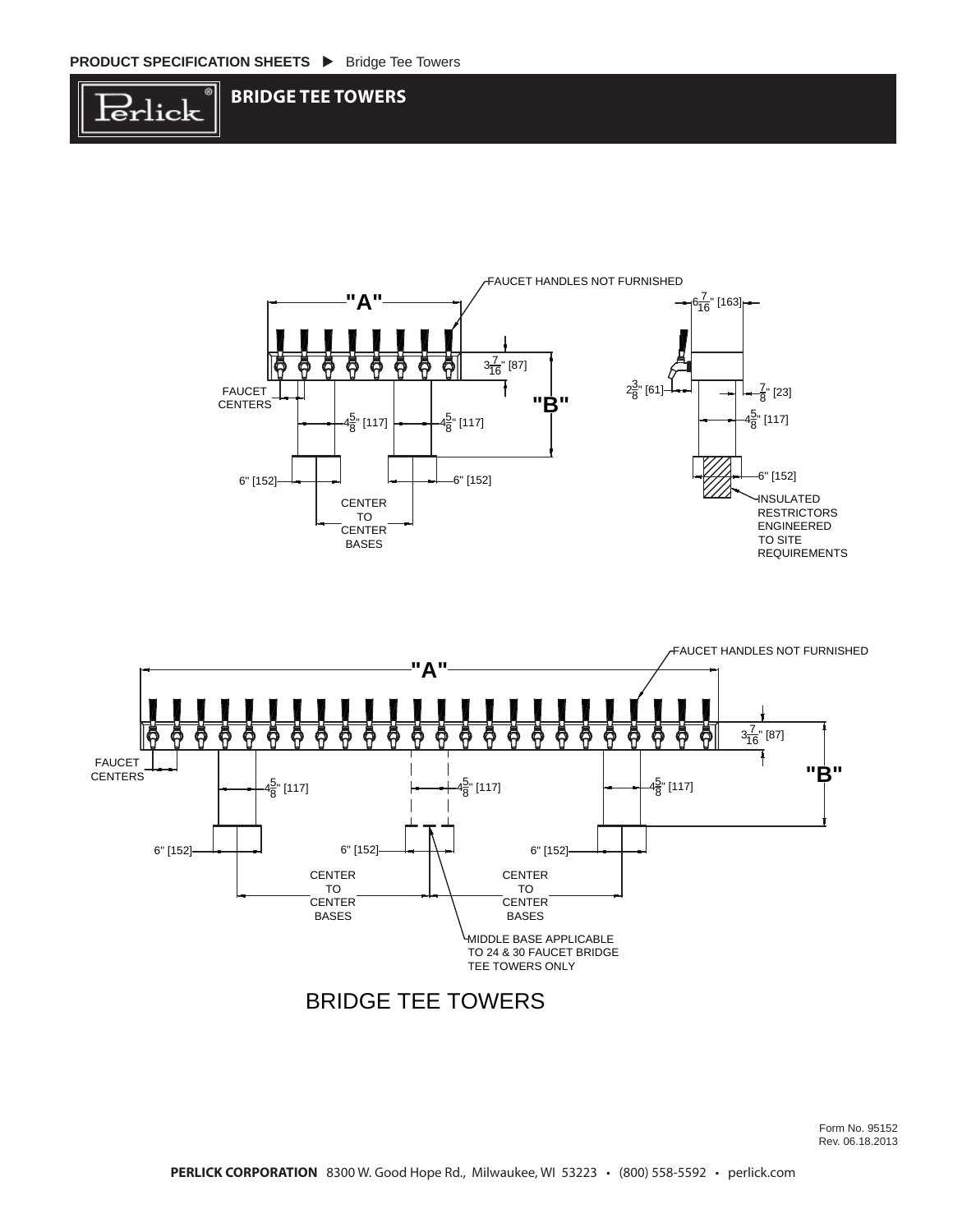PRODUCT SPECIFICATION SHEETS ▶ Bridge Tee Towers

# BRIDGE TEE TOWERS

FAUCET HANDLES NOT FURNISHED

"A"

$3\frac{7}{16}$" [87]

"B"

FAUCET CENTERS

$4\frac{5}{8}$" [117]

$4\frac{5}{8}$" [117]

6" [152]

6" [152]

CENTER TO CENTER BASES

$6\frac{7}{16}$" [163]

$2\frac{3}{8}$" [61]

$\frac{7}{8}$" [23]

$4\frac{5}{8}$" [117]

6" [152]

INSULATED RESTRICTORS ENGINEERED TO SITE REQUIREMENTS

FAUCET HANDLES NOT FURNISHED

"A"

$3\frac{7}{16}$" [87]

"B"

FAUCET CENTERS

$4\frac{5}{8}$" [117]

$4\frac{5}{8}$" [117]

$4\frac{5}{8}$" [117]

6" [152]

6" [152]

6" [152]

CENTER TO CENTER BASES

CENTER TO CENTER BASES

MIDDLE BASE APPLICABLE TO 24 & 30 FAUCET BRIDGE TEE TOWERS ONLY

BRIDGE TEE TOWERS

Form No. 95152
Rev. 06.18.2013

**PERLICK CORPORATION** 8300 W. Good Hope Rd., Milwaukee, WI 53223 • (800) 558-5592 • perlick.com